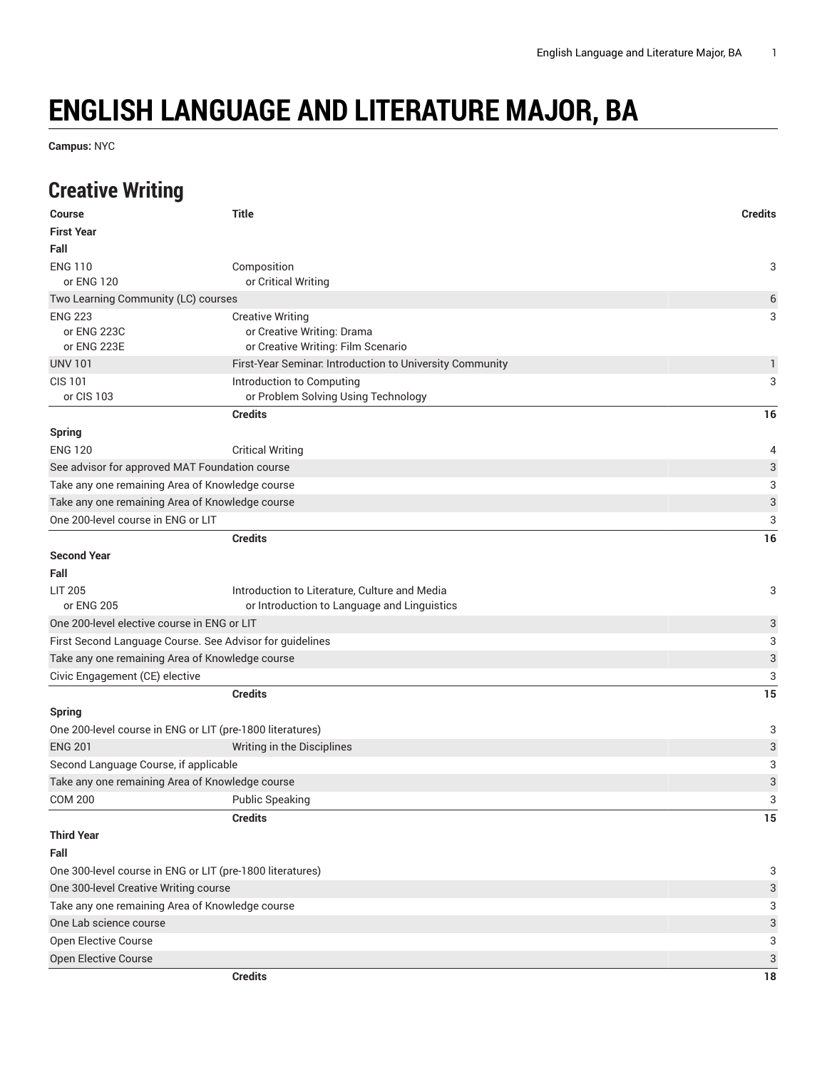# ENGLISH LANGUAGE AND LITERATURE MAJOR, BA

**Campus:** NYC

## Creative Writing

| Course | Title | Credits |
| --- | --- | --- |
| **First Year** | | |
| **Fall** | | |
| ENG 110<br>or ENG 120 | Composition<br>or Critical Writing | 3 |
| Two Learning Community (LC) courses | | 6 |
| ENG 223<br>or ENG 223C<br>or ENG 223E | Creative Writing<br>or Creative Writing: Drama<br>or Creative Writing: Film Scenario | 3 |
| UNV 101 | First-Year Seminar: Introduction to University Community | 1 |
| CIS 101<br>or CIS 103 | Introduction to Computing<br>or Problem Solving Using Technology | 3 |
| | **Credits** | **16** |
| **Spring** | | |
| ENG 120 | Critical Writing | 4 |
| See advisor for approved MAT Foundation course | | 3 |
| Take any one remaining Area of Knowledge course | | 3 |
| Take any one remaining Area of Knowledge course | | 3 |
| One 200-level course in ENG or LIT | | 3 |
| | **Credits** | **16** |
| **Second Year** | | |
| **Fall** | | |
| LIT 205<br>or ENG 205 | Introduction to Literature, Culture and Media<br>or Introduction to Language and Linguistics | 3 |
| One 200-level elective course in ENG or LIT | | 3 |
| First Second Language Course. See Advisor for guidelines | | 3 |
| Take any one remaining Area of Knowledge course | | 3 |
| Civic Engagement (CE) elective | | 3 |
| | **Credits** | **15** |
| **Spring** | | |
| One 200-level course in ENG or LIT (pre-1800 literatures) | | 3 |
| ENG 201 | Writing in the Disciplines | 3 |
| Second Language Course, if applicable | | 3 |
| Take any one remaining Area of Knowledge course | | 3 |
| COM 200 | Public Speaking | 3 |
| | **Credits** | **15** |
| **Third Year** | | |
| **Fall** | | |
| One 300-level course in ENG or LIT (pre-1800 literatures) | | 3 |
| One 300-level Creative Writing course | | 3 |
| Take any one remaining Area of Knowledge course | | 3 |
| One Lab science course | | 3 |
| Open Elective Course | | 3 |
| Open Elective Course | | 3 |
| | **Credits** | **18** |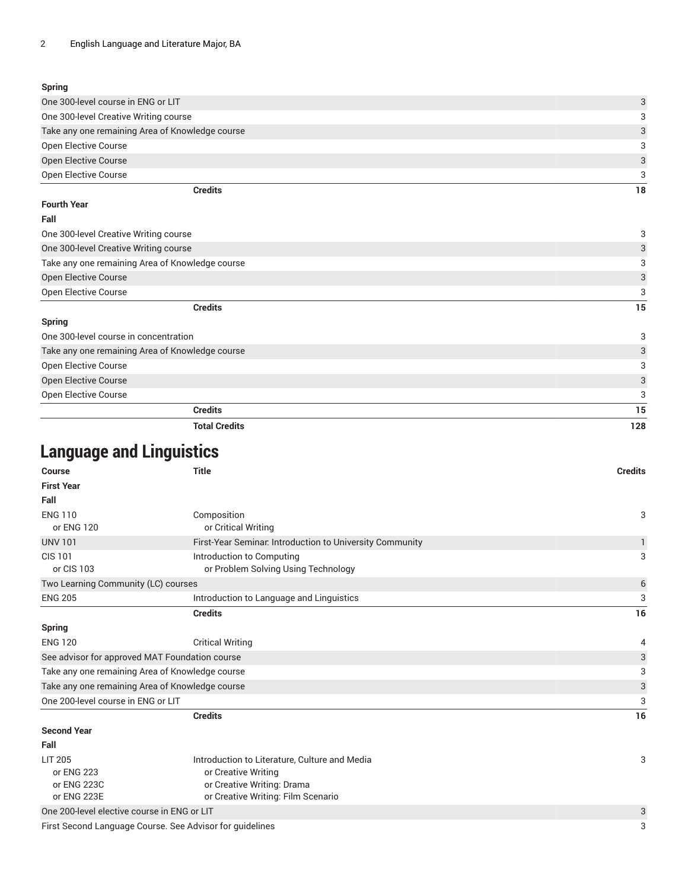| | | |
|---|---|---|
| **Spring** | | |
| One 300-level course in ENG or LIT | | 3 |
| One 300-level Creative Writing course | | 3 |
| Take any one remaining Area of Knowledge course | | 3 |
| Open Elective Course | | 3 |
| Open Elective Course | | 3 |
| Open Elective Course | | 3 |
| | **Credits** | **18** |
| **Fourth Year** | | |
| **Fall** | | |
| One 300-level Creative Writing course | | 3 |
| One 300-level Creative Writing course | | 3 |
| Take any one remaining Area of Knowledge course | | 3 |
| Open Elective Course | | 3 |
| Open Elective Course | | 3 |
| | **Credits** | **15** |
| **Spring** | | |
| One 300-level course in concentration | | 3 |
| Take any one remaining Area of Knowledge course | | 3 |
| Open Elective Course | | 3 |
| Open Elective Course | | 3 |
| Open Elective Course | | 3 |
| | **Credits** | **15** |
| | **Total Credits** | **128** |

## Language and Linguistics

| Course | Title | Credits |
|---|---|---|
| **First Year** | | |
| **Fall** | | |
| ENG 110<br>or ENG 120 | Composition<br>or Critical Writing | 3 |
| UNV 101 | First-Year Seminar: Introduction to University Community | 1 |
| CIS 101<br>or CIS 103 | Introduction to Computing<br>or Problem Solving Using Technology | 3 |
| Two Learning Community (LC) courses | | 6 |
| ENG 205 | Introduction to Language and Linguistics | 3 |
| | **Credits** | **16** |
| **Spring** | | |
| ENG 120 | Critical Writing | 4 |
| See advisor for approved MAT Foundation course | | 3 |
| Take any one remaining Area of Knowledge course | | 3 |
| Take any one remaining Area of Knowledge course | | 3 |
| One 200-level course in ENG or LIT | | 3 |
| | **Credits** | **16** |
| **Second Year** | | |
| **Fall** | | |
| LIT 205<br>or ENG 223<br>or ENG 223C<br>or ENG 223E | Introduction to Literature, Culture and Media<br>or Creative Writing<br>or Creative Writing: Drama<br>or Creative Writing: Film Scenario | 3 |
| One 200-level elective course in ENG or LIT | | 3 |
| First Second Language Course. See Advisor for guidelines | | 3 |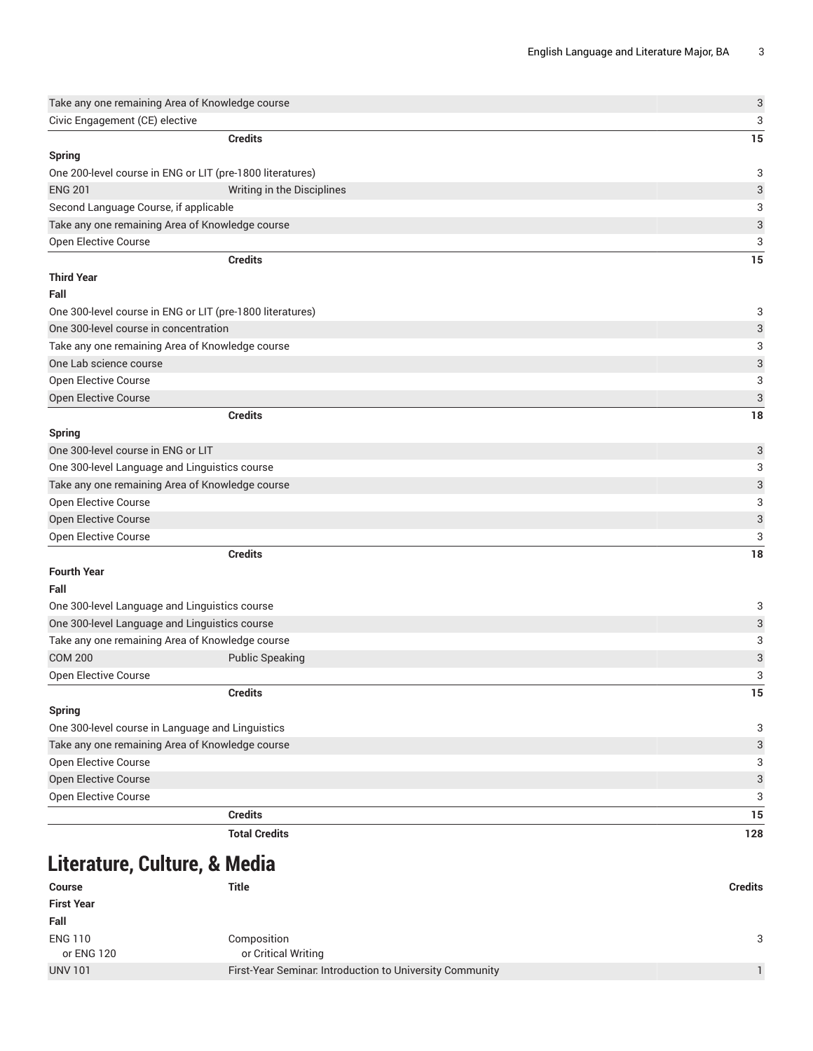| | | |
|---|---|---|
| Take any one remaining Area of Knowledge course | | 3 |
| Civic Engagement (CE) elective | | 3 |
| | **Credits** | **15** |
| **Spring** | | |
| One 200-level course in ENG or LIT (pre-1800 literatures) | | 3 |
| ENG 201 | Writing in the Disciplines | 3 |
| Second Language Course, if applicable | | 3 |
| Take any one remaining Area of Knowledge course | | 3 |
| Open Elective Course | | 3 |
| | **Credits** | **15** |
| **Third Year** | | |
| **Fall** | | |
| One 300-level course in ENG or LIT (pre-1800 literatures) | | 3 |
| One 300-level course in concentration | | 3 |
| Take any one remaining Area of Knowledge course | | 3 |
| One Lab science course | | 3 |
| Open Elective Course | | 3 |
| Open Elective Course | | 3 |
| | **Credits** | **18** |
| **Spring** | | |
| One 300-level course in ENG or LIT | | 3 |
| One 300-level Language and Linguistics course | | 3 |
| Take any one remaining Area of Knowledge course | | 3 |
| Open Elective Course | | 3 |
| Open Elective Course | | 3 |
| Open Elective Course | | 3 |
| | **Credits** | **18** |
| **Fourth Year** | | |
| **Fall** | | |
| One 300-level Language and Linguistics course | | 3 |
| One 300-level Language and Linguistics course | | 3 |
| Take any one remaining Area of Knowledge course | | 3 |
| COM 200 | Public Speaking | 3 |
| Open Elective Course | | 3 |
| | **Credits** | **15** |
| **Spring** | | |
| One 300-level course in Language and Linguistics | | 3 |
| Take any one remaining Area of Knowledge course | | 3 |
| Open Elective Course | | 3 |
| Open Elective Course | | 3 |
| Open Elective Course | | 3 |
| | **Credits** | **15** |
| | **Total Credits** | **128** |

## Literature, Culture, & Media

| Course | Title | Credits |
|---|---|---|
| **First Year** | | |
| **Fall** | | |
| ENG 110<br>or ENG 120 | Composition<br>or Critical Writing | 3 |
| UNV 101 | First-Year Seminar: Introduction to University Community | 1 |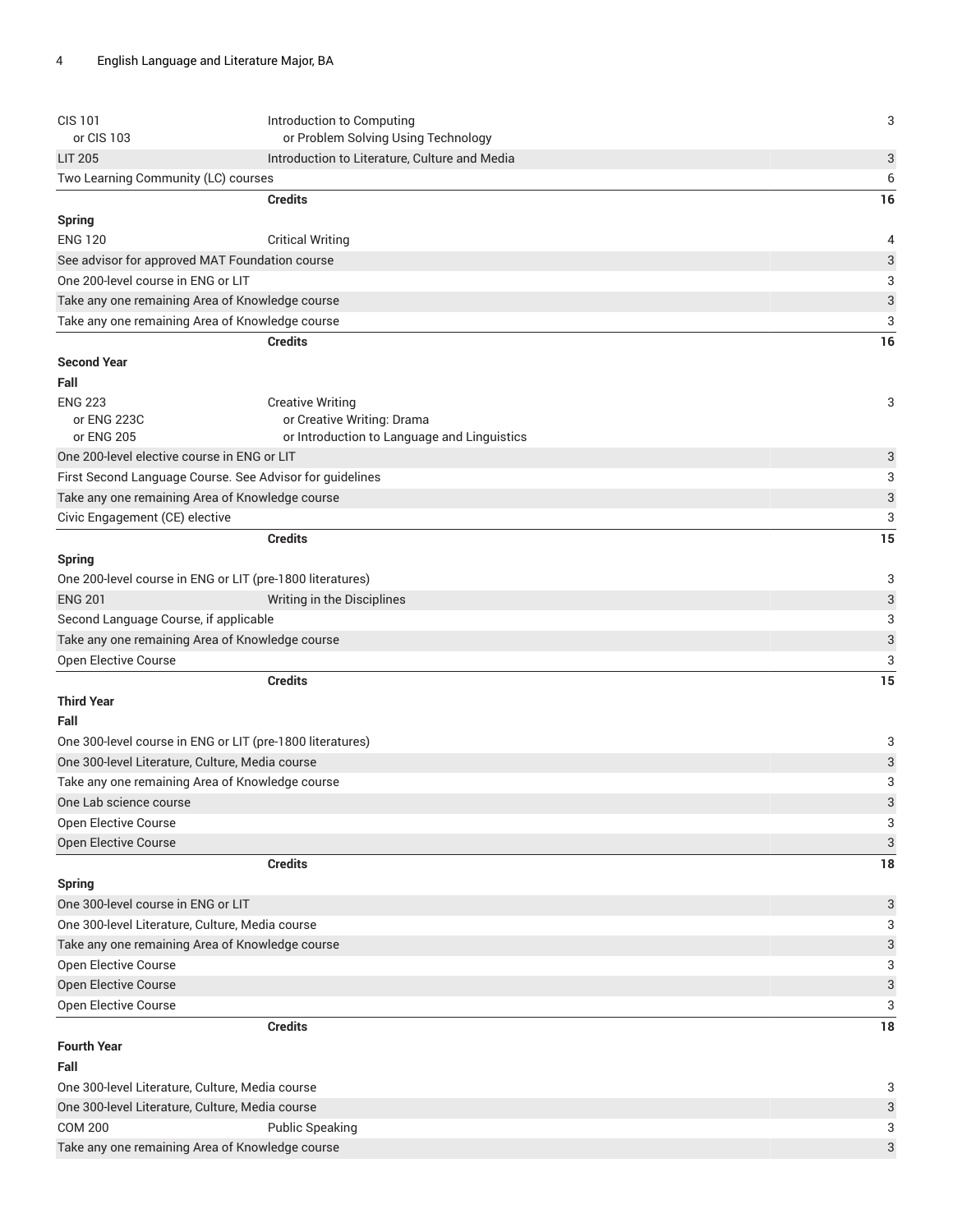| | | |
|---|---|---|
| CIS 101<br>or CIS 103 | Introduction to Computing<br>or Problem Solving Using Technology | 3 |
| LIT 205 | Introduction to Literature, Culture and Media | 3 |
| Two Learning Community (LC) courses | | 6 |
| | **Credits** | **16** |
| **Spring** | | |
| ENG 120 | Critical Writing | 4 |
| See advisor for approved MAT Foundation course | | 3 |
| One 200-level course in ENG or LIT | | 3 |
| Take any one remaining Area of Knowledge course | | 3 |
| Take any one remaining Area of Knowledge course | | 3 |
| | **Credits** | **16** |
| **Second Year** | | |
| **Fall** | | |
| ENG 223<br>or ENG 223C<br>or ENG 205 | Creative Writing<br>or Creative Writing: Drama<br>or Introduction to Language and Linguistics | 3 |
| One 200-level elective course in ENG or LIT | | 3 |
| First Second Language Course. See Advisor for guidelines | | 3 |
| Take any one remaining Area of Knowledge course | | 3 |
| Civic Engagement (CE) elective | | 3 |
| | **Credits** | **15** |
| **Spring** | | |
| One 200-level course in ENG or LIT (pre-1800 literatures) | | 3 |
| ENG 201 | Writing in the Disciplines | 3 |
| Second Language Course, if applicable | | 3 |
| Take any one remaining Area of Knowledge course | | 3 |
| Open Elective Course | | 3 |
| | **Credits** | **15** |
| **Third Year** | | |
| **Fall** | | |
| One 300-level course in ENG or LIT (pre-1800 literatures) | | 3 |
| One 300-level Literature, Culture, Media course | | 3 |
| Take any one remaining Area of Knowledge course | | 3 |
| One Lab science course | | 3 |
| Open Elective Course | | 3 |
| Open Elective Course | | 3 |
| | **Credits** | **18** |
| **Spring** | | |
| One 300-level course in ENG or LIT | | 3 |
| One 300-level Literature, Culture, Media course | | 3 |
| Take any one remaining Area of Knowledge course | | 3 |
| Open Elective Course | | 3 |
| Open Elective Course | | 3 |
| Open Elective Course | | 3 |
| | **Credits** | **18** |
| **Fourth Year** | | |
| **Fall** | | |
| One 300-level Literature, Culture, Media course | | 3 |
| One 300-level Literature, Culture, Media course | | 3 |
| COM 200 | Public Speaking | 3 |
| Take any one remaining Area of Knowledge course | | 3 |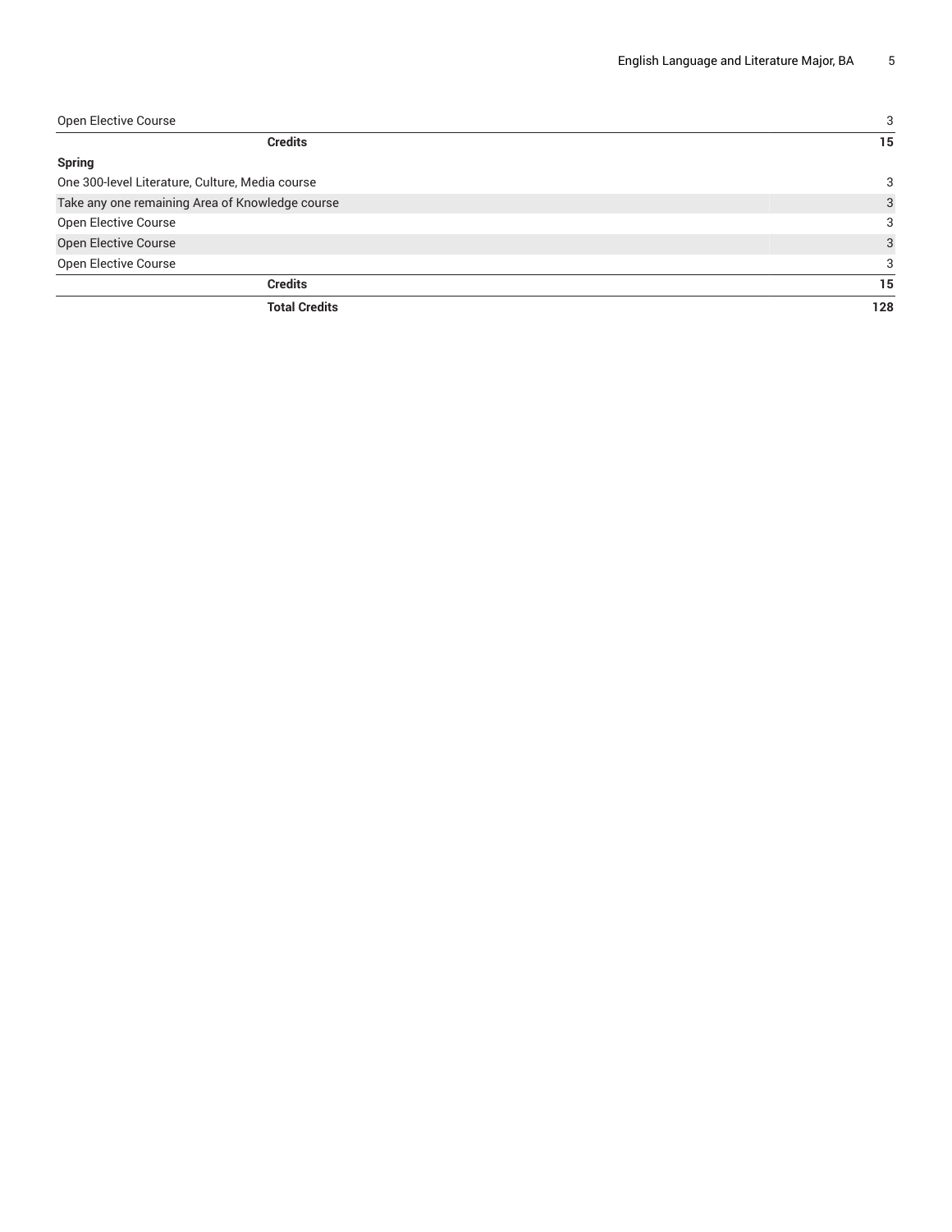| | |
|---|---|
| Open Elective Course | 3 |
| **Credits** | **15** |
| **Spring** | |
| One 300-level Literature, Culture, Media course | 3 |
| Take any one remaining Area of Knowledge course | 3 |
| Open Elective Course | 3 |
| Open Elective Course | 3 |
| Open Elective Course | 3 |
| **Credits** | **15** |
| **Total Credits** | **128** |